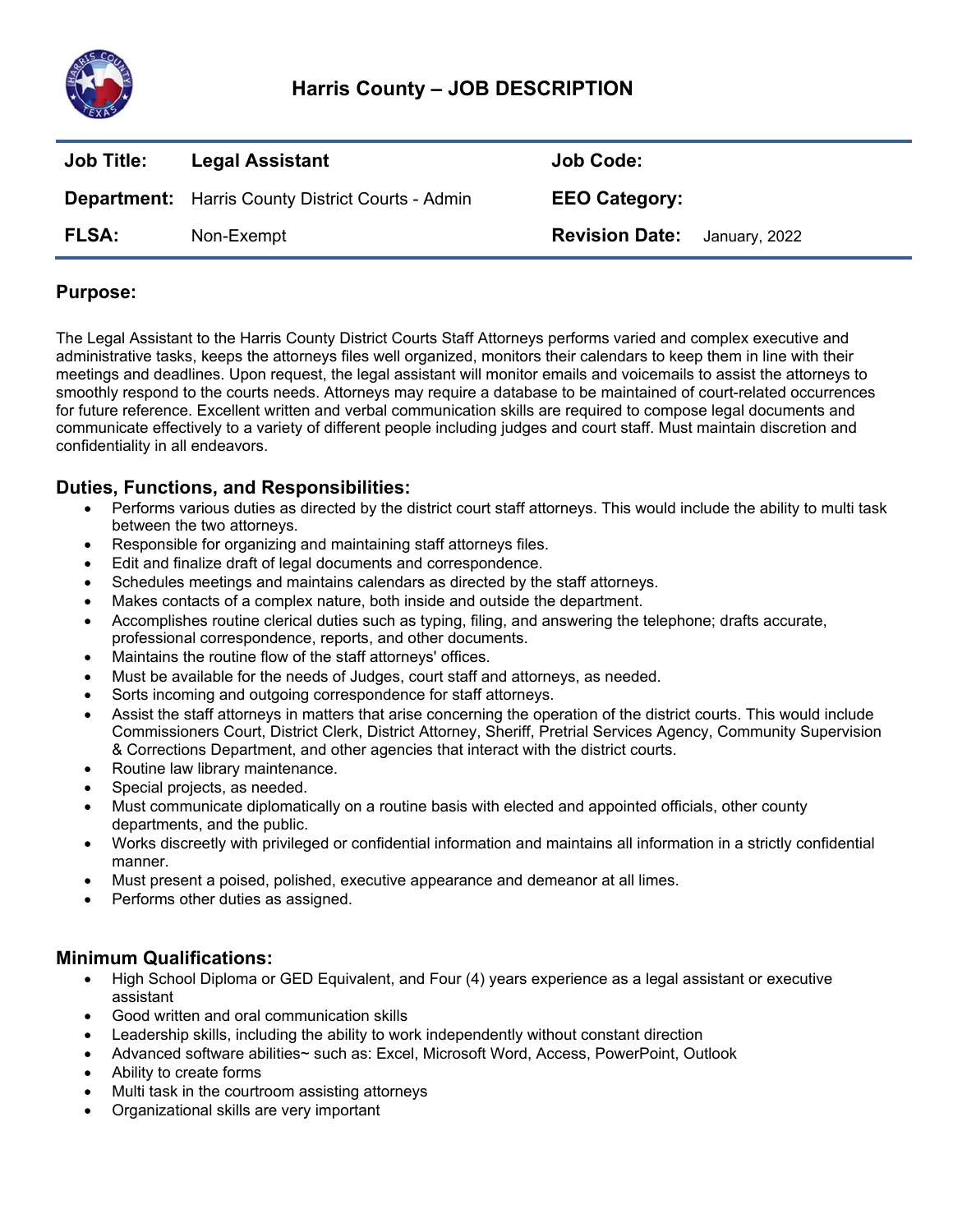# Harris County – JOB DESCRIPTION

| **Job Title:** | **Legal Assistant** | **Job Code:** | |
|---|---|---|---|
| **Department:** | Harris County District Courts - Admin | **EEO Category:** | |
| **FLSA:** | Non-Exempt | **Revision Date:** | January, 2022 |

## Purpose:

The Legal Assistant to the Harris County District Courts Staff Attorneys performs varied and complex executive and administrative tasks, keeps the attorneys files well organized, monitors their calendars to keep them in line with their meetings and deadlines. Upon request, the legal assistant will monitor emails and voicemails to assist the attorneys to smoothly respond to the courts needs. Attorneys may require a database to be maintained of court-related occurrences for future reference. Excellent written and verbal communication skills are required to compose legal documents and communicate effectively to a variety of different people including judges and court staff. Must maintain discretion and confidentiality in all endeavors.

## Duties, Functions, and Responsibilities:

- Performs various duties as directed by the district court staff attorneys. This would include the ability to multi task between the two attorneys.
- Responsible for organizing and maintaining staff attorneys files.
- Edit and finalize draft of legal documents and correspondence.
- Schedules meetings and maintains calendars as directed by the staff attorneys.
- Makes contacts of a complex nature, both inside and outside the department.
- Accomplishes routine clerical duties such as typing, filing, and answering the telephone; drafts accurate, professional correspondence, reports, and other documents.
- Maintains the routine flow of the staff attorneys' offices.
- Must be available for the needs of Judges, court staff and attorneys, as needed.
- Sorts incoming and outgoing correspondence for staff attorneys.
- Assist the staff attorneys in matters that arise concerning the operation of the district courts. This would include Commissioners Court, District Clerk, District Attorney, Sheriff, Pretrial Services Agency, Community Supervision & Corrections Department, and other agencies that interact with the district courts.
- Routine law library maintenance.
- Special projects, as needed.
- Must communicate diplomatically on a routine basis with elected and appointed officials, other county departments, and the public.
- Works discreetly with privileged or confidential information and maintains all information in a strictly confidential manner.
- Must present a poised, polished, executive appearance and demeanor at all limes.
- Performs other duties as assigned.

## Minimum Qualifications:

- High School Diploma or GED Equivalent, and Four (4) years experience as a legal assistant or executive assistant
- Good written and oral communication skills
- Leadership skills, including the ability to work independently without constant direction
- Advanced software abilities~ such as: Excel, Microsoft Word, Access, PowerPoint, Outlook
- Ability to create forms
- Multi task in the courtroom assisting attorneys
- Organizational skills are very important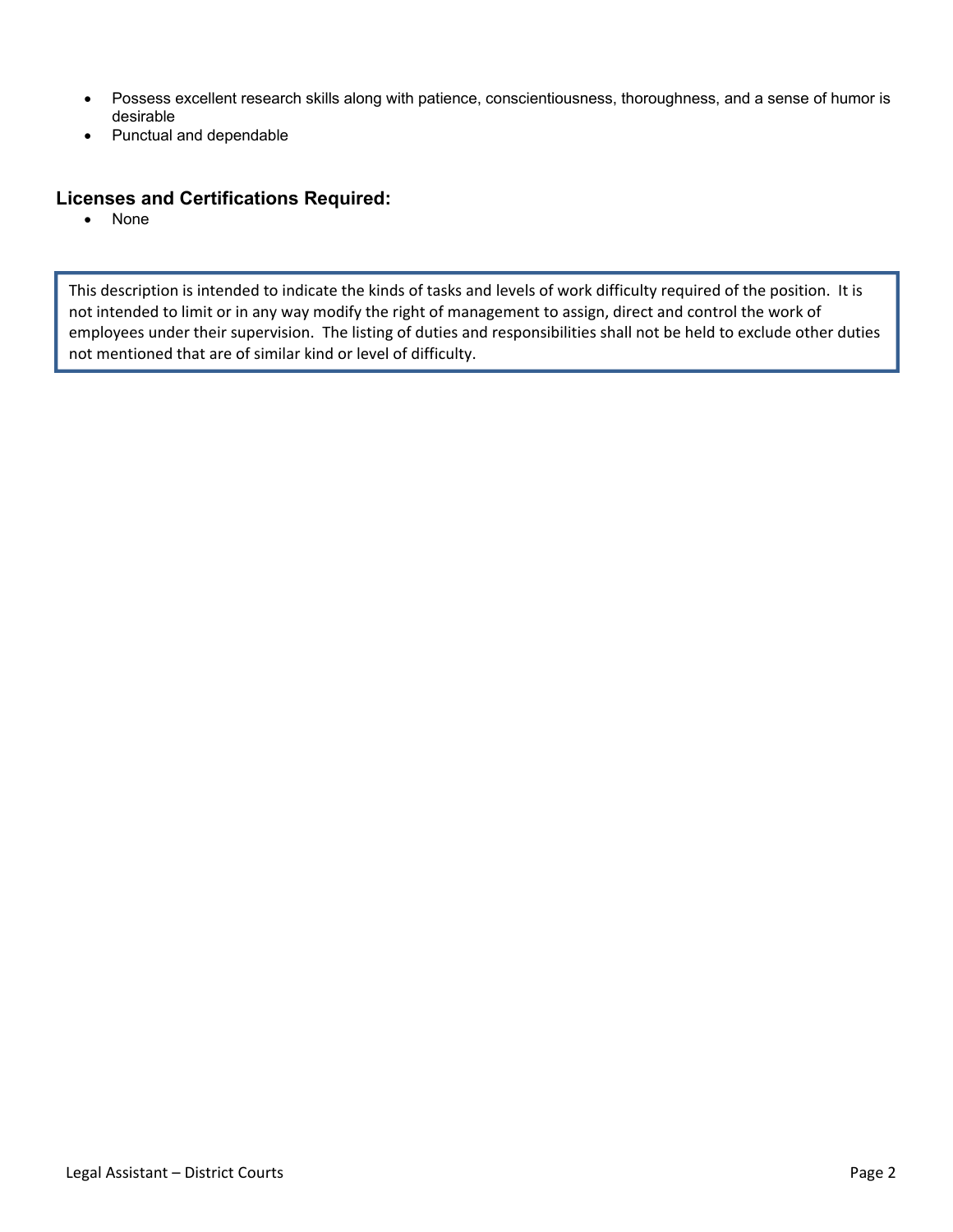- Possess excellent research skills along with patience, conscientiousness, thoroughness, and a sense of humor is desirable
- Punctual and dependable

## Licenses and Certifications Required:

- None

This description is intended to indicate the kinds of tasks and levels of work difficulty required of the position. It is not intended to limit or in any way modify the right of management to assign, direct and control the work of employees under their supervision. The listing of duties and responsibilities shall not be held to exclude other duties not mentioned that are of similar kind or level of difficulty.